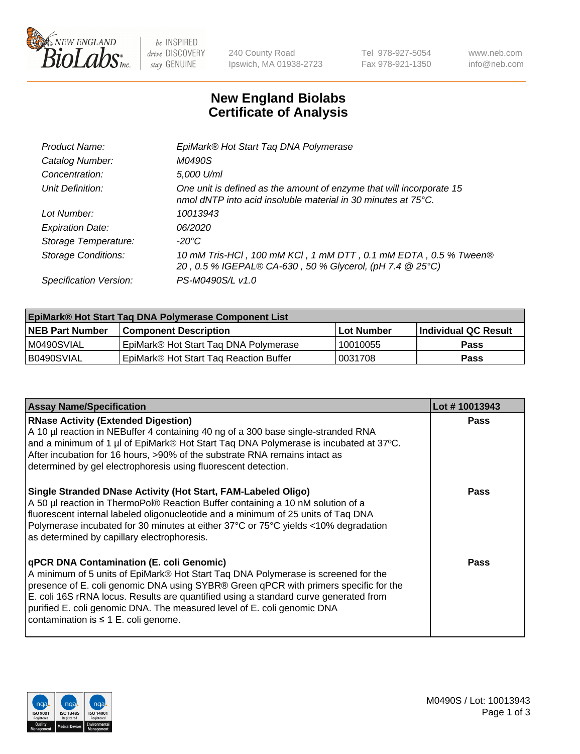NEW ENGLAND BioLabs Inc. — be INSPIRED drive DISCOVERY stay GENUINE

240 County Road
Ipswich, MA 01938-2723

Tel 978-927-5054
Fax 978-921-1350

www.neb.com
info@neb.com

# New England Biolabs Certificate of Analysis

| | |
|---|---|
| *Product Name:* | *EpiMark® Hot Start Taq DNA Polymerase* |
| *Catalog Number:* | *M0490S* |
| *Concentration:* | *5,000 U/ml* |
| *Unit Definition:* | *One unit is defined as the amount of enzyme that will incorporate 15 nmol dNTP into acid insoluble material in 30 minutes at 75°C.* |
| *Lot Number:* | *10013943* |
| *Expiration Date:* | *06/2020* |
| *Storage Temperature:* | *-20°C* |
| *Storage Conditions:* | *10 mM Tris-HCl , 100 mM KCl , 1 mM DTT , 0.1 mM EDTA , 0.5 % Tween® 20 , 0.5 % IGEPAL® CA-630 , 50 % Glycerol, (pH 7.4 @ 25°C)* |
| *Specification Version:* | *PS-M0490S/L v1.0* |

| EpiMark® Hot Start Taq DNA Polymerase Component List | | | |
|---|---|---|---|
| **NEB Part Number** | **Component Description** | **Lot Number** | **Individual QC Result** |
| M0490SVIAL | EpiMark® Hot Start Taq DNA Polymerase | 10010055 | **Pass** |
| B0490SVIAL | EpiMark® Hot Start Taq Reaction Buffer | 0031708 | **Pass** |

| Assay Name/Specification | Lot # 10013943 |
|---|---|
| **RNase Activity (Extended Digestion)**<br>A 10 µl reaction in NEBuffer 4 containing 40 ng of a 300 base single-stranded RNA and a minimum of 1 µl of EpiMark® Hot Start Taq DNA Polymerase is incubated at 37ºC. After incubation for 16 hours, >90% of the substrate RNA remains intact as determined by gel electrophoresis using fluorescent detection. | **Pass** |
| **Single Stranded DNase Activity (Hot Start, FAM-Labeled Oligo)**<br>A 50 µl reaction in ThermoPol® Reaction Buffer containing a 10 nM solution of a fluorescent internal labeled oligonucleotide and a minimum of 25 units of Taq DNA Polymerase incubated for 30 minutes at either 37°C or 75°C yields <10% degradation as determined by capillary electrophoresis. | **Pass** |
| **qPCR DNA Contamination (E. coli Genomic)**<br>A minimum of 5 units of EpiMark® Hot Start Taq DNA Polymerase is screened for the presence of E. coli genomic DNA using SYBR® Green qPCR with primers specific for the E. coli 16S rRNA locus. Results are quantified using a standard curve generated from purified E. coli genomic DNA. The measured level of E. coli genomic DNA contamination is ≤ 1 E. coli genome. | **Pass** |

M0490S / Lot: 10013943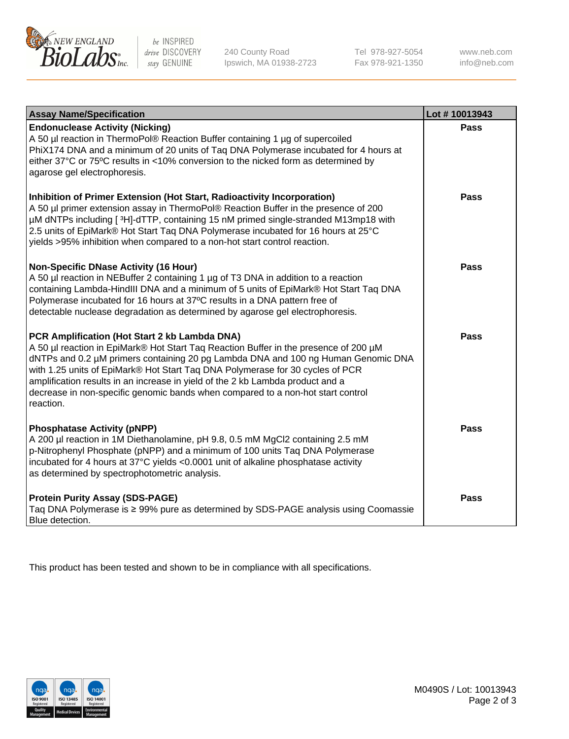| Assay Name/Specification | Lot # 10013943 |
|---|---|
| **Endonuclease Activity (Nicking)**<br>A 50 µl reaction in ThermoPol® Reaction Buffer containing 1 µg of supercoiled PhiX174 DNA and a minimum of 20 units of Taq DNA Polymerase incubated for 4 hours at either 37°C or 75ºC results in <10% conversion to the nicked form as determined by agarose gel electrophoresis. | Pass |
| **Inhibition of Primer Extension (Hot Start, Radioactivity Incorporation)**<br>A 50 µl primer extension assay in ThermoPol® Reaction Buffer in the presence of 200 µM dNTPs including [ $^3$H]-dTTP, containing 15 nM primed single-stranded M13mp18 with 2.5 units of EpiMark® Hot Start Taq DNA Polymerase incubated for 16 hours at 25°C yields >95% inhibition when compared to a non-hot start control reaction. | Pass |
| **Non-Specific DNase Activity (16 Hour)**<br>A 50 µl reaction in NEBuffer 2 containing 1 µg of T3 DNA in addition to a reaction containing Lambda-HindIII DNA and a minimum of 5 units of EpiMark® Hot Start Taq DNA Polymerase incubated for 16 hours at 37ºC results in a DNA pattern free of detectable nuclease degradation as determined by agarose gel electrophoresis. | Pass |
| **PCR Amplification (Hot Start 2 kb Lambda DNA)**<br>A 50 µl reaction in EpiMark® Hot Start Taq Reaction Buffer in the presence of 200 µM dNTPs and 0.2 µM primers containing 20 pg Lambda DNA and 100 ng Human Genomic DNA with 1.25 units of EpiMark® Hot Start Taq DNA Polymerase for 30 cycles of PCR amplification results in an increase in yield of the 2 kb Lambda product and a decrease in non-specific genomic bands when compared to a non-hot start control reaction. | Pass |
| **Phosphatase Activity (pNPP)**<br>A 200 µl reaction in 1M Diethanolamine, pH 9.8, 0.5 mM $MgCl_2$ containing 2.5 mM p-Nitrophenyl Phosphate (pNPP) and a minimum of 100 units Taq DNA Polymerase incubated for 4 hours at 37°C yields <0.0001 unit of alkaline phosphatase activity as determined by spectrophotometric analysis. | Pass |
| **Protein Purity Assay (SDS-PAGE)**<br>Taq DNA Polymerase is ≥ 99% pure as determined by SDS-PAGE analysis using Coomassie Blue detection. | Pass |

This product has been tested and shown to be in compliance with all specifications.

M0490S / Lot: 10013943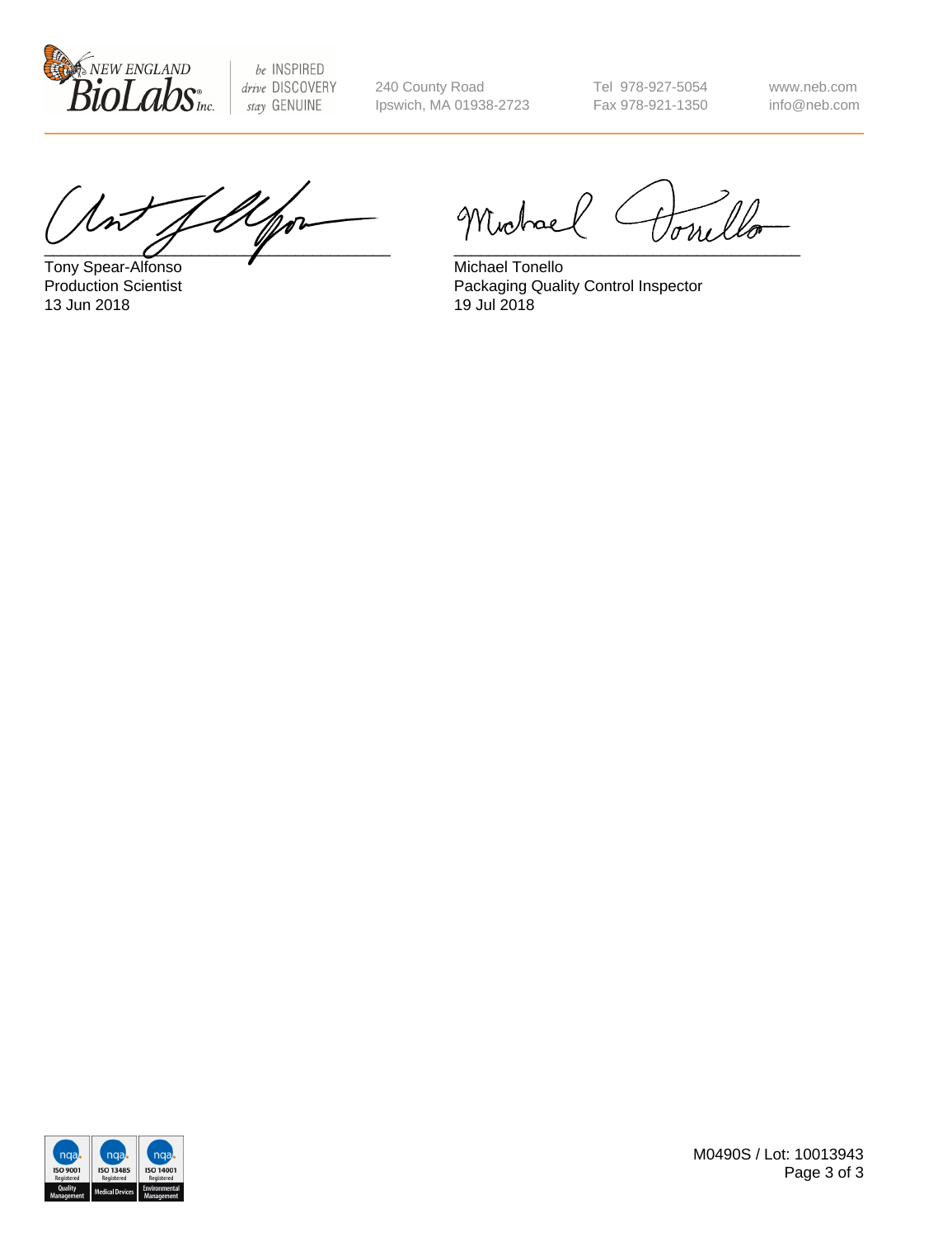Tony Spear-Alfonso
Production Scientist
13 Jun 2018

Michael Tonello
Packaging Quality Control Inspector
19 Jul 2018